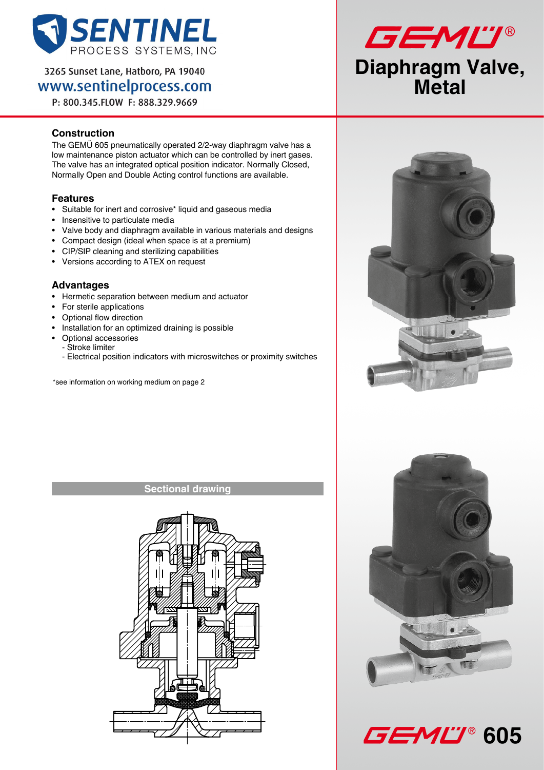SENTINEL PROCESS SYSTEMS, INC

3265 Sunset Lane, Hatboro, PA 19040
www.sentinelprocess.com
P: 800.345.FLOW F: 888.329.9669

GEMÜ®

# Diaphragm Valve, Metal

## Construction

The GEMÜ 605 pneumatically operated 2/2-way diaphragm valve has a low maintenance piston actuator which can be controlled by inert gases. The valve has an integrated optical position indicator. Normally Closed, Normally Open and Double Acting control functions are available.

## Features

- Suitable for inert and corrosive* liquid and gaseous media
- Insensitive to particulate media
- Valve body and diaphragm available in various materials and designs
- Compact design (ideal when space is at a premium)
- CIP/SIP cleaning and sterilizing capabilities
- Versions according to ATEX on request

## Advantages

- Hermetic separation between medium and actuator
- For sterile applications
- Optional flow direction
- Installation for an optimized draining is possible
- Optional accessories
  - Stroke limiter
  - Electrical position indicators with microswitches or proximity switches

*see information on working medium on page 2

## Sectional drawing

GEMÜ® 605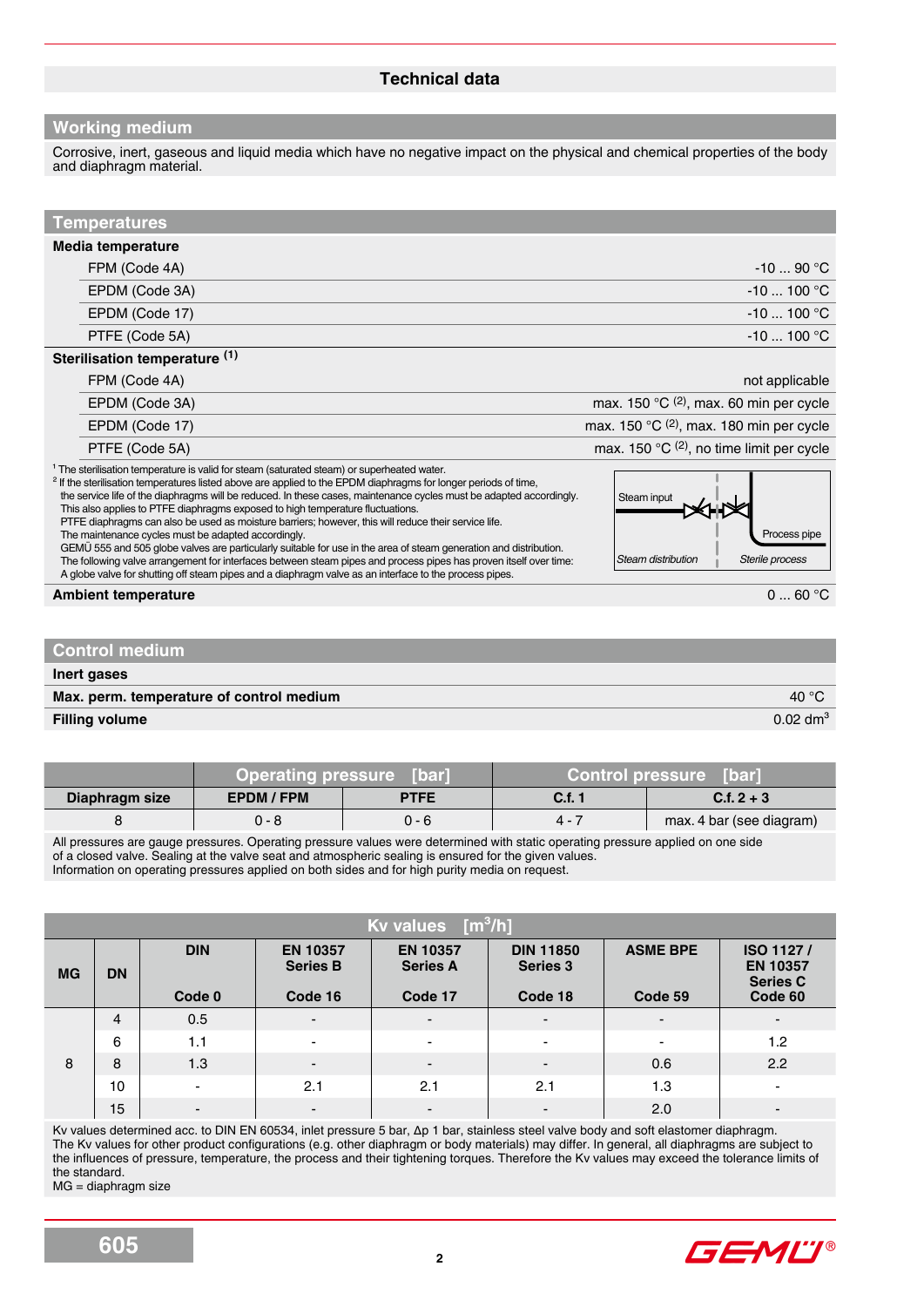# Technical data

## Working medium

Corrosive, inert, gaseous and liquid media which have no negative impact on the physical and chemical properties of the body and diaphragm material.

## Temperatures

**Media temperature**

| | |
|---|---|
| FPM (Code 4A) | -10 ... 90 °C |
| EPDM (Code 3A) | -10 ... 100 °C |
| EPDM (Code 17) | -10 ... 100 °C |
| PTFE (Code 5A) | -10 ... 100 °C |

**Sterilisation temperature (1)**

| | |
|---|---|
| FPM (Code 4A) | not applicable |
| EPDM (Code 3A) | max. 150 °C (2), max. 60 min per cycle |
| EPDM (Code 17) | max. 150 °C (2), max. 180 min per cycle |
| PTFE (Code 5A) | max. 150 °C (2), no time limit per cycle |

[1] The sterilisation temperature is valid for steam (saturated steam) or superheated water.
[2] If the sterilisation temperatures listed above are applied to the EPDM diaphragms for longer periods of time, the service life of the diaphragms will be reduced. In these cases, maintenance cycles must be adapted accordingly. This also applies to PTFE diaphragms exposed to high temperature fluctuations.
PTFE diaphragms can also be used as moisture barriers; however, this will reduce their service life.
The maintenance cycles must be adapted accordingly.
GEMÜ 555 and 505 globe valves are particularly suitable for use in the area of steam generation and distribution.
The following valve arrangement for interfaces between steam pipes and process pipes has proven itself over time:
A globe valve for shutting off steam pipes and a diaphragm valve as an interface to the process pipes.

Steam input | Process pipe | *Steam distribution* | *Sterile process*

**Ambient temperature** 0 ... 60 °C

## Control medium

**Inert gases**

| | |
|---|---|
| **Max. perm. temperature of control medium** | 40 °C |
| **Filling volume** | 0.02 dm³ |

| | Operating pressure [bar] | | Control pressure [bar] | |
|---|---|---|---|---|
| **Diaphragm size** | **EPDM / FPM** | **PTFE** | **C.f. 1** | **C.f. 2 + 3** |
| 8 | 0 - 8 | 0 - 6 | 4 - 7 | max. 4 bar (see diagram) |

All pressures are gauge pressures. Operating pressure values were determined with static operating pressure applied on one side of a closed valve. Sealing at the valve seat and atmospheric sealing is ensured for the given values.
Information on operating pressures applied on both sides and for high purity media on request.

| | | Kv values [m³/h] | | | | | |
|---|---|---|---|---|---|---|---|
| **MG** | **DN** | **DIN**<br>**Code 0** | **EN 10357 Series B**<br>**Code 16** | **EN 10357 Series A**<br>**Code 17** | **DIN 11850 Series 3**<br>**Code 18** | **ASME BPE**<br>**Code 59** | **ISO 1127 / EN 10357 Series C**<br>**Code 60** |
| 8 | 4 | 0.5 | - | - | - | - | - |
| | 6 | 1.1 | - | - | - | - | 1.2 |
| | 8 | 1.3 | - | - | - | 0.6 | 2.2 |
| | 10 | - | 2.1 | 2.1 | 2.1 | 1.3 | - |
| | 15 | - | - | - | - | 2.0 | - |

Kv values determined acc. to DIN EN 60534, inlet pressure 5 bar, Δp 1 bar, stainless steel valve body and soft elastomer diaphragm.
The Kv values for other product configurations (e.g. other diaphragm or body materials) may differ. In general, all diaphragms are subject to the influences of pressure, temperature, the process and their tightening torques. Therefore the Kv values may exceed the tolerance limits of the standard.
MG = diaphragm size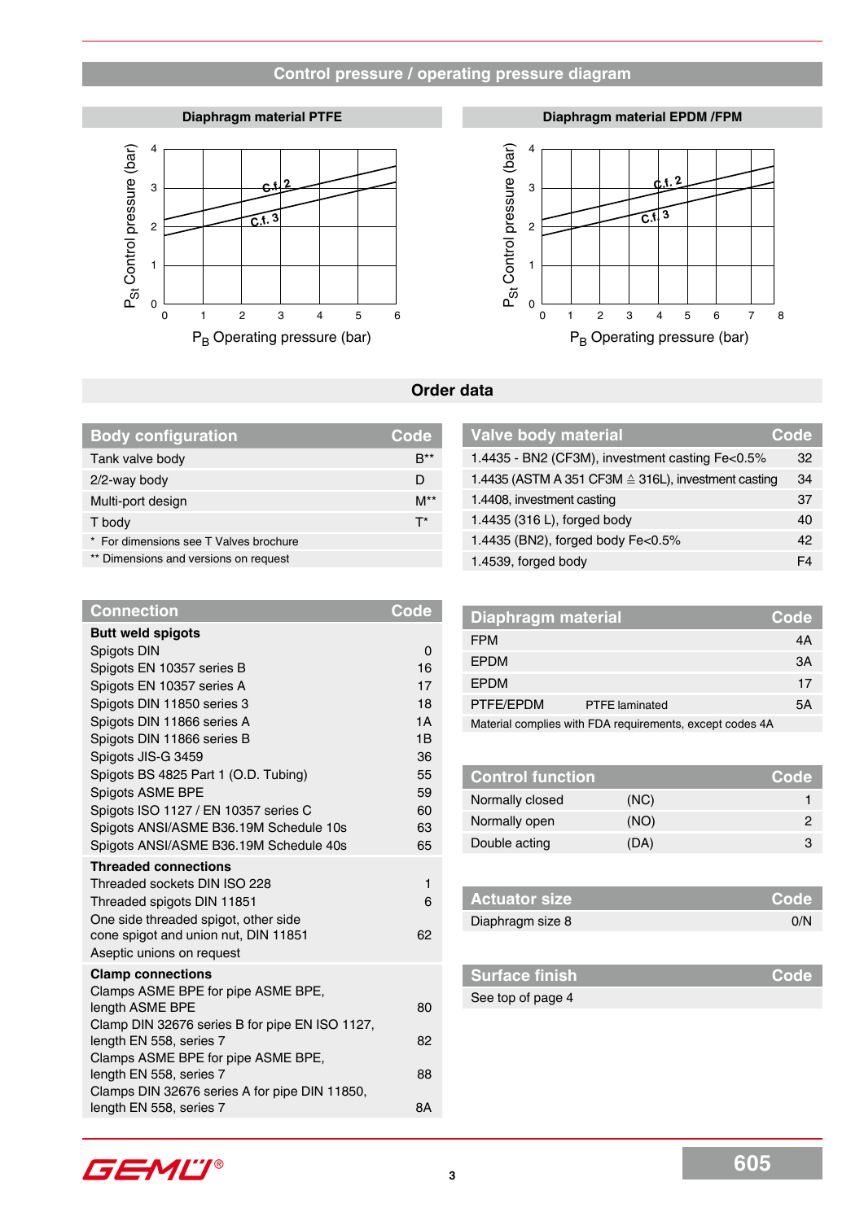## Control pressure / operating pressure diagram

### Diaphragm material PTFE

$P_{St}$ Control pressure (bar)

$P_B$ Operating pressure (bar)

### Diaphragm material EPDM /FPM

$P_{St}$ Control pressure (bar)

$P_B$ Operating pressure (bar)

## Order data

| Body configuration | Code |
|---|---|
| Tank valve body | B** |
| 2/2-way body | D |
| Multi-port design | M** |
| T body | T* |
| * For dimensions see T Valves brochure | |
| ** Dimensions and versions on request | |

| Valve body material | Code |
|---|---|
| 1.4435 - BN2 (CF3M), investment casting Fe<0.5% | 32 |
| 1.4435 (ASTM A 351 CF3M ≙ 316L), investment casting | 34 |
| 1.4408, investment casting | 37 |
| 1.4435 (316 L), forged body | 40 |
| 1.4435 (BN2), forged body Fe<0.5% | 42 |
| 1.4539, forged body | F4 |

| Connection | Code |
|---|---|
| **Butt weld spigots** | |
| Spigots DIN | 0 |
| Spigots EN 10357 series B | 16 |
| Spigots EN 10357 series A | 17 |
| Spigots DIN 11850 series 3 | 18 |
| Spigots DIN 11866 series A | 1A |
| Spigots DIN 11866 series B | 1B |
| Spigots JIS-G 3459 | 36 |
| Spigots BS 4825 Part 1 (O.D. Tubing) | 55 |
| Spigots ASME BPE | 59 |
| Spigots ISO 1127 / EN 10357 series C | 60 |
| Spigots ANSI/ASME B36.19M Schedule 10s | 63 |
| Spigots ANSI/ASME B36.19M Schedule 40s | 65 |
| **Threaded connections** | |
| Threaded sockets DIN ISO 228 | 1 |
| Threaded spigots DIN 11851 | 6 |
| One side threaded spigot, other side cone spigot and union nut, DIN 11851 | 62 |
| Aseptic unions on request | |
| **Clamp connections** | |
| Clamps ASME BPE for pipe ASME BPE, length ASME BPE | 80 |
| Clamp DIN 32676 series B for pipe EN ISO 1127, length EN 558, series 7 | 82 |
| Clamps ASME BPE for pipe ASME BPE, length EN 558, series 7 | 88 |
| Clamps DIN 32676 series A for pipe DIN 11850, length EN 558, series 7 | 8A |

| Diaphragm material | | Code |
|---|---|---|
| FPM | | 4A |
| EPDM | | 3A |
| EPDM | | 17 |
| PTFE/EPDM | PTFE laminated | 5A |
| Material complies with FDA requirements, except codes 4A | | |

| Control function | | Code |
|---|---|---|
| Normally closed | (NC) | 1 |
| Normally open | (NO) | 2 |
| Double acting | (DA) | 3 |

| Actuator size | Code |
|---|---|
| Diaphragm size 8 | 0/N |

| Surface finish | Code |
|---|---|
| See top of page 4 | |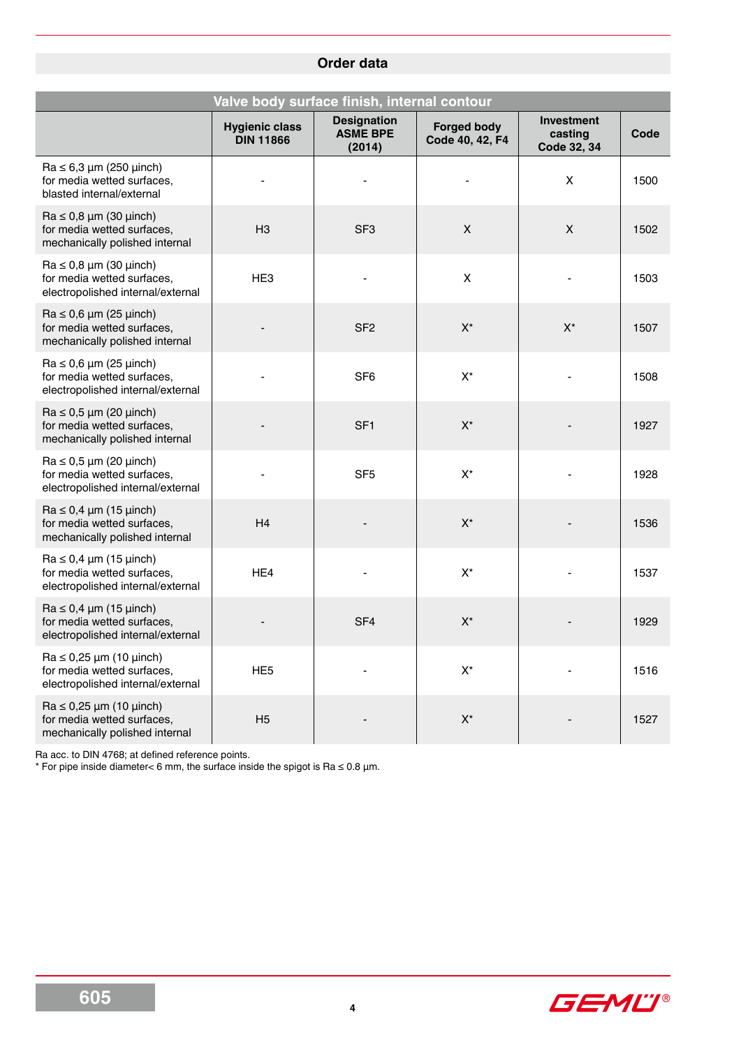## Order data

| Valve body surface finish, internal contour | | | | | |
|---|---|---|---|---|---|
| | **Hygienic class DIN 11866** | **Designation ASME BPE (2014)** | **Forged body Code 40, 42, F4** | **Investment casting Code 32, 34** | **Code** |
| Ra ≤ 6,3 µm (250 µinch) for media wetted surfaces, blasted internal/external | - | - | - | X | 1500 |
| Ra ≤ 0,8 µm (30 µinch) for media wetted surfaces, mechanically polished internal | H3 | SF3 | X | X | 1502 |
| Ra ≤ 0,8 µm (30 µinch) for media wetted surfaces, electropolished internal/external | HE3 | - | X | - | 1503 |
| Ra ≤ 0,6 µm (25 µinch) for media wetted surfaces, mechanically polished internal | - | SF2 | X* | X* | 1507 |
| Ra ≤ 0,6 µm (25 µinch) for media wetted surfaces, electropolished internal/external | - | SF6 | X* | - | 1508 |
| Ra ≤ 0,5 µm (20 µinch) for media wetted surfaces, mechanically polished internal | - | SF1 | X* | - | 1927 |
| Ra ≤ 0,5 µm (20 µinch) for media wetted surfaces, electropolished internal/external | - | SF5 | X* | - | 1928 |
| Ra ≤ 0,4 µm (15 µinch) for media wetted surfaces, mechanically polished internal | H4 | - | X* | - | 1536 |
| Ra ≤ 0,4 µm (15 µinch) for media wetted surfaces, electropolished internal/external | HE4 | - | X* | - | 1537 |
| Ra ≤ 0,4 µm (15 µinch) for media wetted surfaces, electropolished internal/external | - | SF4 | X* | - | 1929 |
| Ra ≤ 0,25 µm (10 µinch) for media wetted surfaces, electropolished internal/external | HE5 | - | X* | - | 1516 |
| Ra ≤ 0,25 µm (10 µinch) for media wetted surfaces, mechanically polished internal | H5 | - | X* | - | 1527 |

Ra acc. to DIN 4768; at defined reference points.
* For pipe inside diameter< 6 mm, the surface inside the spigot is Ra ≤ 0.8 µm.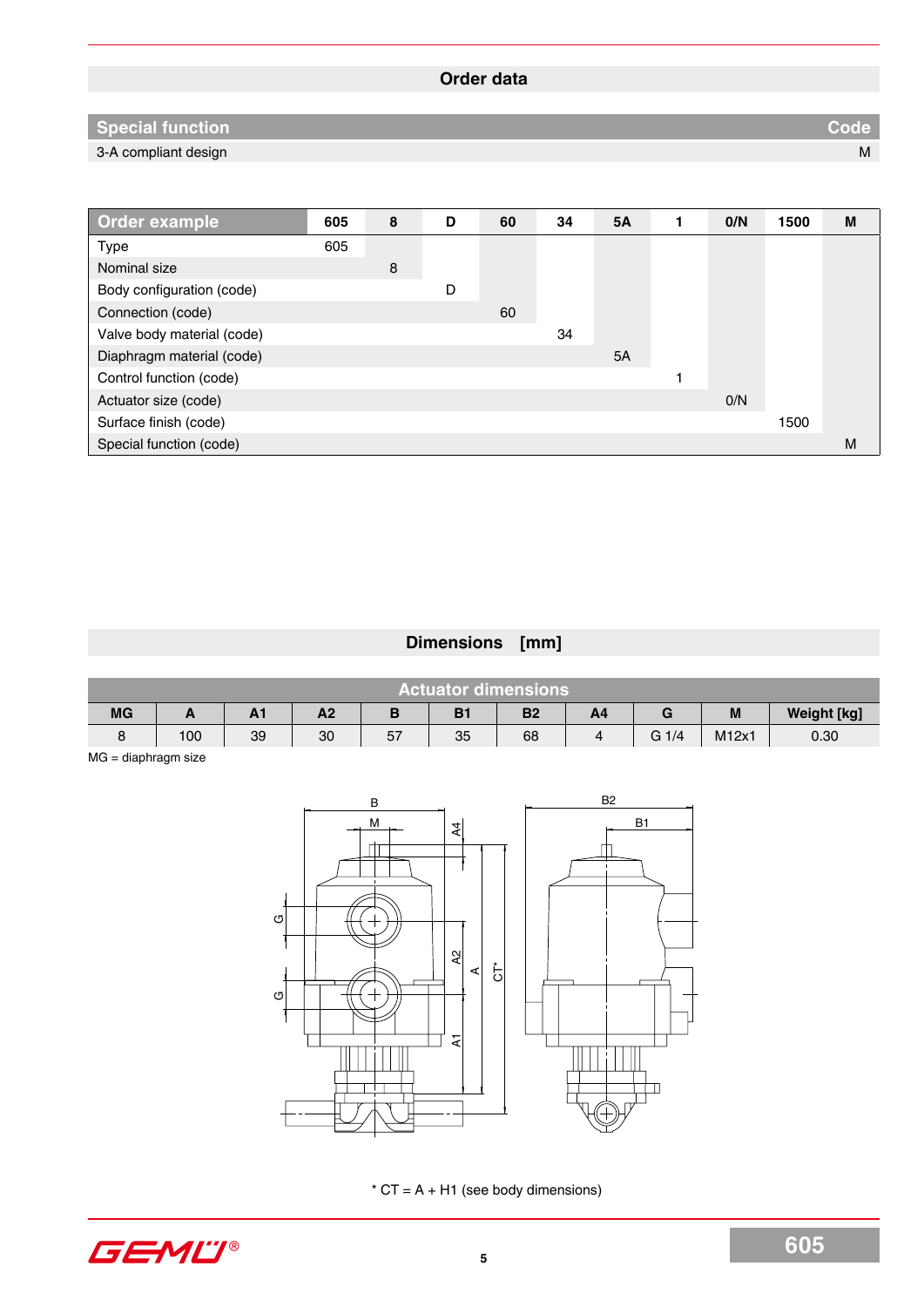## Order data

| Special function | Code |
|---|---|
| 3-A compliant design | M |

| Order example | 605 | 8 | D | 60 | 34 | 5A | 1 | 0/N | 1500 | M |
|---|---|---|---|---|---|---|---|---|---|---|
| Type | 605 | | | | | | | | | |
| Nominal size | | 8 | | | | | | | | |
| Body configuration (code) | | | D | | | | | | | |
| Connection (code) | | | | 60 | | | | | | |
| Valve body material (code) | | | | | 34 | | | | | |
| Diaphragm material (code) | | | | | | 5A | | | | |
| Control function (code) | | | | | | | 1 | | | |
| Actuator size (code) | | | | | | | | 0/N | | |
| Surface finish (code) | | | | | | | | | 1500 | |
| Special function (code) | | | | | | | | | | M |

## Dimensions [mm]

| Actuator dimensions | | | | | | | | | | |
|---|---|---|---|---|---|---|---|---|---|---|
| MG | A | A1 | A2 | B | B1 | B2 | A4 | G | M | Weight [kg] |
| 8 | 100 | 39 | 30 | 57 | 35 | 68 | 4 | G 1/4 | M12x1 | 0.30 |

MG = diaphragm size

* CT = A + H1 (see body dimensions)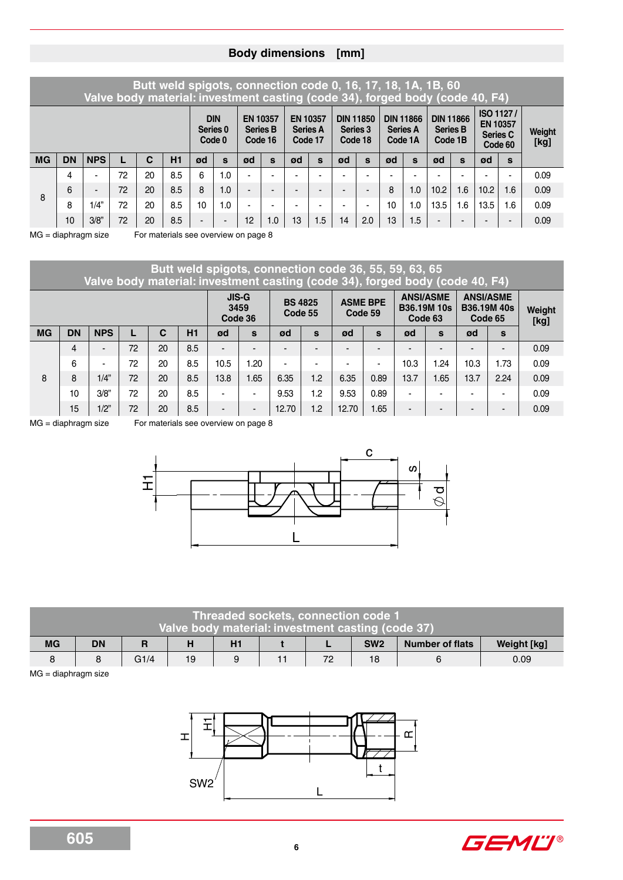## Body dimensions [mm]

| Butt weld spigots, connection code 0, 16, 17, 18, 1A, 1B, 60<br>Valve body material: investment casting (code 34), forged body (code 40, F4) | | | | | | | | | | | | | | | | | | | | | |
|---|---|---|---|---|---|---|---|---|---|---|---|---|---|---|---|---|---|---|---|---|---|
| | | | | | | DIN Series 0 Code 0 | | EN 10357 Series B Code 16 | | EN 10357 Series A Code 17 | | DIN 11850 Series 3 Code 18 | | DIN 11866 Series A Code 1A | | DIN 11866 Series B Code 1B | | ISO 1127 / EN 10357 Series C Code 60 | | Weight [kg] |
| MG | DN | NPS | L | C | H1 | ød | s | ød | s | ød | s | ød | s | ød | s | ød | s | ød | s | |
| 8 | 4 | - | 72 | 20 | 8.5 | 6 | 1.0 | - | - | - | - | - | - | - | - | - | - | - | - | 0.09 |
| | 6 | - | 72 | 20 | 8.5 | 8 | 1.0 | - | - | - | - | - | - | 8 | 1.0 | 10.2 | 1.6 | 10.2 | 1.6 | 0.09 |
| | 8 | 1/4" | 72 | 20 | 8.5 | 10 | 1.0 | - | - | - | - | - | - | 10 | 1.0 | 13.5 | 1.6 | 13.5 | 1.6 | 0.09 |
| | 10 | 3/8" | 72 | 20 | 8.5 | - | - | 12 | 1.0 | 13 | 1.5 | 14 | 2.0 | 13 | 1.5 | - | - | - | - | 0.09 |

MG = diaphragm size For materials see overview on page 8

| Butt weld spigots, connection code 36, 55, 59, 63, 65<br>Valve body material: investment casting (code 34), forged body (code 40, F4) | | | | | | | | | | | | | | | | |
|---|---|---|---|---|---|---|---|---|---|---|---|---|---|---|---|---|
| | | | | | | JIS-G 3459 Code 36 | | BS 4825 Code 55 | | ASME BPE Code 59 | | ANSI/ASME B36.19M 10s Code 63 | | ANSI/ASME B36.19M 40s Code 65 | | Weight [kg] |
| MG | DN | NPS | L | C | H1 | ød | s | ød | s | ød | s | ød | s | ød | s | |
| 8 | 4 | - | 72 | 20 | 8.5 | - | - | - | - | - | - | - | - | - | - | 0.09 |
| | 6 | - | 72 | 20 | 8.5 | 10.5 | 1.20 | - | - | - | - | 10.3 | 1.24 | 10.3 | 1.73 | 0.09 |
| | 8 | 1/4" | 72 | 20 | 8.5 | 13.8 | 1.65 | 6.35 | 1.2 | 6.35 | 0.89 | 13.7 | 1.65 | 13.7 | 2.24 | 0.09 |
| | 10 | 3/8" | 72 | 20 | 8.5 | - | - | 9.53 | 1.2 | 9.53 | 0.89 | - | - | - | - | 0.09 |
| | 15 | 1/2" | 72 | 20 | 8.5 | - | - | 12.70 | 1.2 | 12.70 | 1.65 | - | - | - | - | 0.09 |

MG = diaphragm size For materials see overview on page 8

| Threaded sockets, connection code 1<br>Valve body material: investment casting (code 37) | | | | | | | | | |
|---|---|---|---|---|---|---|---|---|---|
| MG | DN | R | H | H1 | t | L | SW2 | Number of flats | Weight [kg] |
| 8 | 8 | G1/4 | 19 | 9 | 11 | 72 | 18 | 6 | 0.09 |

MG = diaphragm size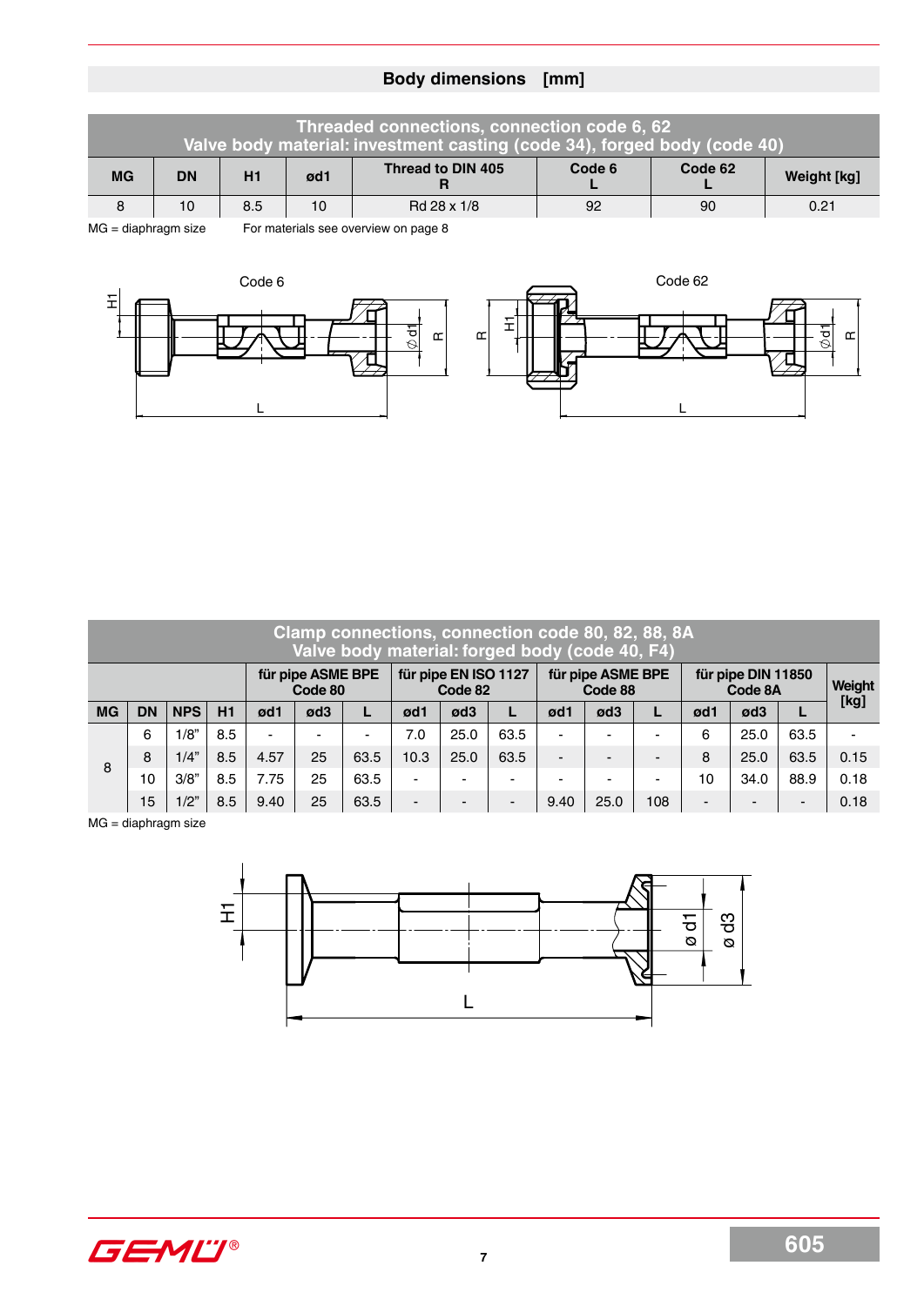## Body dimensions [mm]

| Threaded connections, connection code 6, 62<br>Valve body material: investment casting (code 34), forged body (code 40) | | | | | | | |
|---|---|---|---|---|---|---|---|
| MG | DN | H1 | ød1 | Thread to DIN 405<br>R | Code 6<br>L | Code 62<br>L | Weight [kg] |
| 8 | 10 | 8.5 | 10 | Rd 28 x 1/8 | 92 | 90 | 0.21 |

MG = diaphragm size For materials see overview on page 8

Code 6

Code 62

| Clamp connections, connection code 80, 82, 88, 8A<br>Valve body material: forged body (code 40, F4) | | | | | | | | | | | | | | | | |
|---|---|---|---|---|---|---|---|---|---|---|---|---|---|---|---|---|
| | | | | für pipe ASME BPE<br>Code 80 | | | für pipe EN ISO 1127<br>Code 82 | | | für pipe ASME BPE<br>Code 88 | | | für pipe DIN 11850<br>Code 8A | | | Weight [kg] |
| MG | DN | NPS | H1 | ød1 | ød3 | L | ød1 | ød3 | L | ød1 | ød3 | L | ød1 | ød3 | L | |
| 8 | 6 | 1/8" | 8.5 | - | - | - | 7.0 | 25.0 | 63.5 | - | - | - | 6 | 25.0 | 63.5 | - |
| | 8 | 1/4" | 8.5 | 4.57 | 25 | 63.5 | 10.3 | 25.0 | 63.5 | - | - | - | 8 | 25.0 | 63.5 | 0.15 |
| | 10 | 3/8" | 8.5 | 7.75 | 25 | 63.5 | - | - | - | - | - | - | 10 | 34.0 | 88.9 | 0.18 |
| | 15 | 1/2" | 8.5 | 9.40 | 25 | 63.5 | - | - | - | 9.40 | 25.0 | 108 | - | - | - | 0.18 |

MG = diaphragm size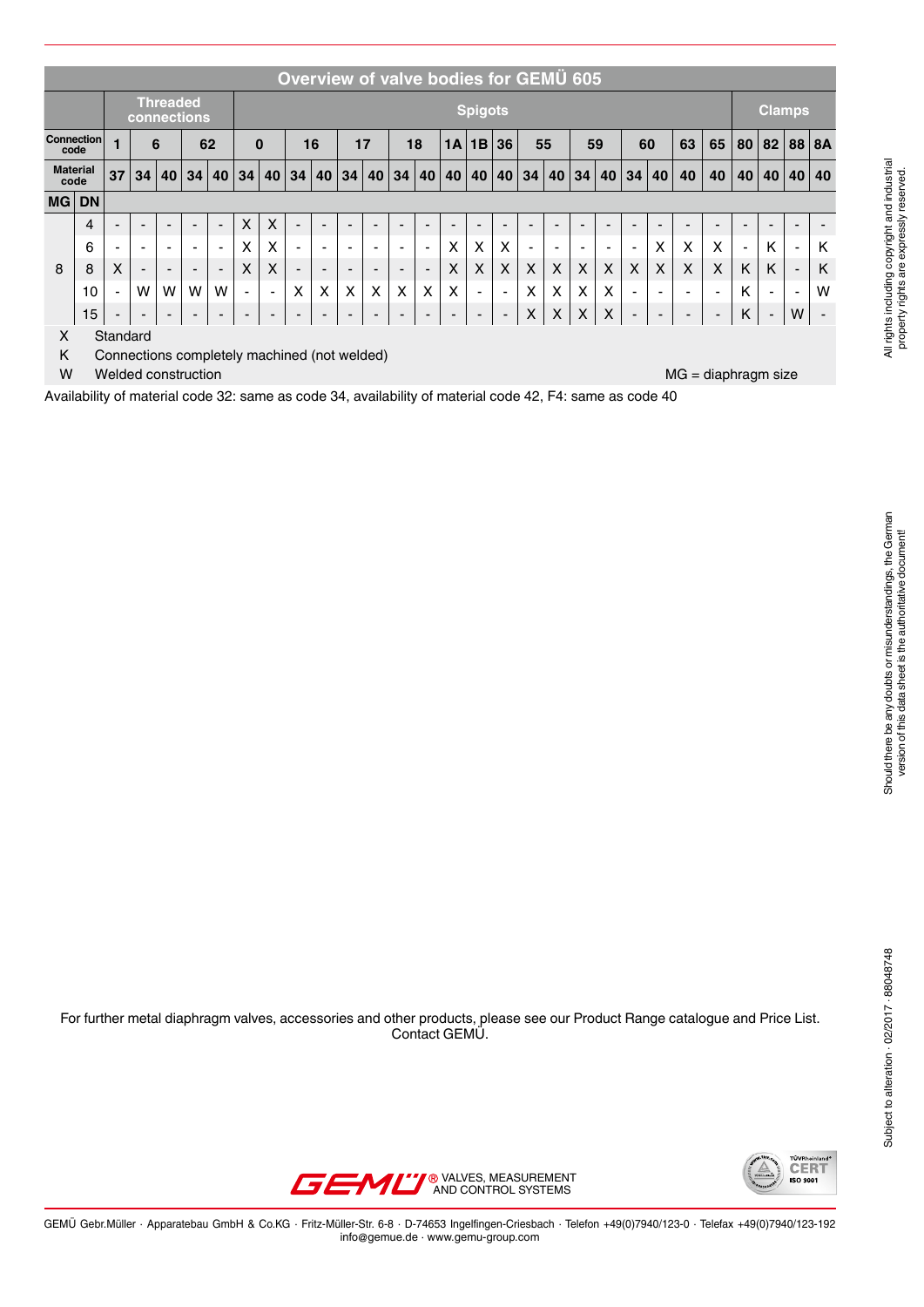## Overview of valve bodies for GEMÜ 605

| | | Threaded connections | | | | | Spigots | | | | | | | | | | | | | | | | | | | Clamps | | | |
|---|---|---|---|---|---|---|---|---|---|---|---|---|---|---|---|---|---|---|---|---|---|---|---|---|---|---|---|---|---|
| Connection code | | 1 | 6 | | 62 | | 0 | | 16 | | 17 | | 18 | | 1A | 1B | 36 | 55 | | 59 | | 60 | | 63 | 65 | 80 | 82 | 88 | 8A |
| Material code | | 37 | 34 | 40 | 34 | 40 | 34 | 40 | 34 | 40 | 34 | 40 | 34 | 40 | 40 | 40 | 40 | 34 | 40 | 34 | 40 | 34 | 40 | 40 | 40 | 40 | 40 | 40 | 40 |
| MG | DN | | | | | | | | | | | | | | | | | | | | | | | | | | | | |
| 8 | 4 | - | - | - | - | - | X | X | - | - | - | - | - | - | - | - | - | - | - | - | - | - | - | - | - | - | - | - | - |
| | 6 | - | - | - | - | - | X | X | - | - | - | - | - | - | X | X | X | - | - | - | - | - | X | X | X | - | K | - | K |
| | 8 | X | - | - | - | - | X | X | - | - | - | - | - | - | X | X | X | X | X | X | X | X | X | X | X | K | K | - | K |
| | 10 | - | W | W | W | W | - | - | X | X | X | X | X | X | X | - | - | X | X | X | X | - | - | - | - | K | - | - | W |
| | 15 | - | - | - | - | - | - | - | - | - | - | - | - | - | - | - | - | X | X | X | X | - | - | - | - | K | - | W | - |

X Standard
K Connections completely machined (not welded)
W Welded construction

MG = diaphragm size

Availability of material code 32: same as code 34, availability of material code 42, F4: same as code 40

For further metal diaphragm valves, accessories and other products, please see our Product Range catalogue and Price List. Contact GEMÜ.